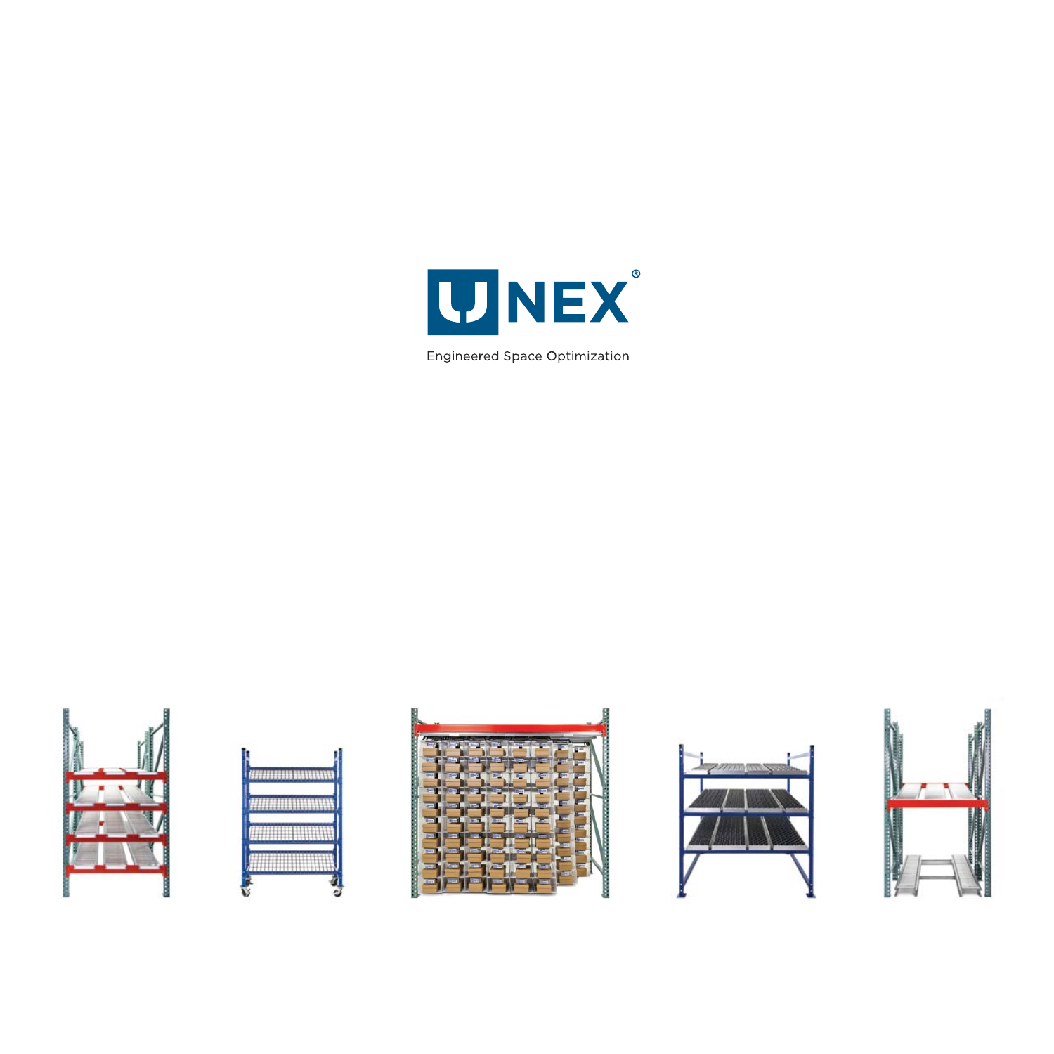# UNEX®

Engineered Space Optimization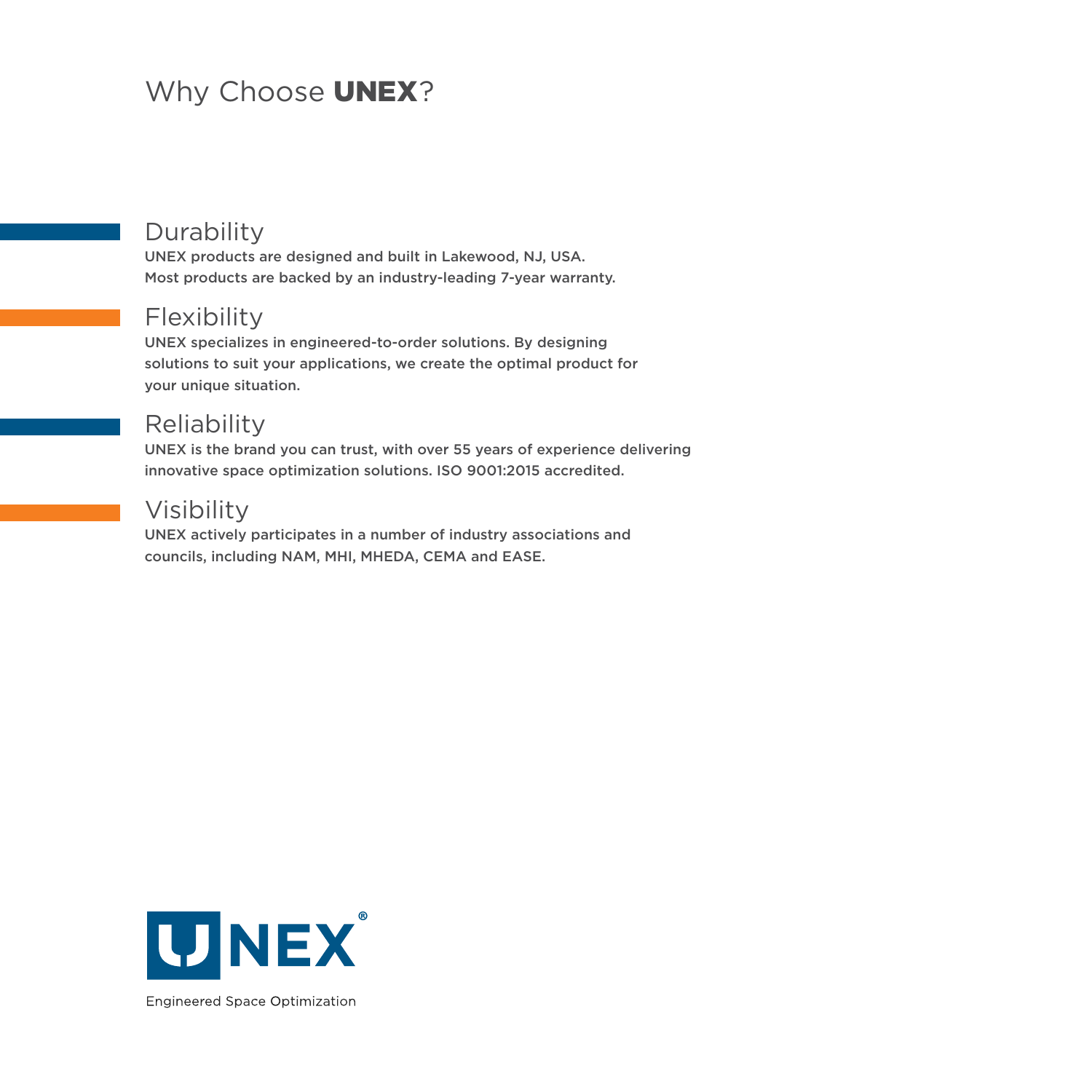# Why Choose **UNEX**?

## Durability

UNEX products are designed and built in Lakewood, NJ, USA. Most products are backed by an industry-leading 7-year warranty.

## Flexibility

UNEX specializes in engineered-to-order solutions. By designing solutions to suit your applications, we create the optimal product for your unique situation.

## Reliability

UNEX is the brand you can trust, with over 55 years of experience delivering innovative space optimization solutions. ISO 9001:2015 accredited.

## Visibility

UNEX actively participates in a number of industry associations and councils, including NAM, MHI, MHEDA, CEMA and EASE.

UNEX®

Engineered Space Optimization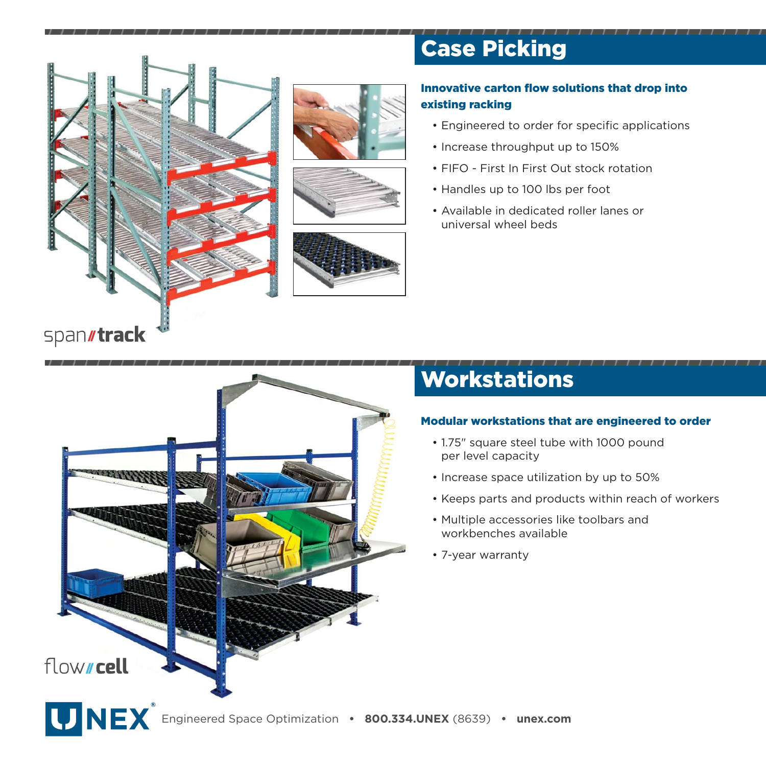span//track

## Case Picking

**Innovative carton flow solutions that drop into existing racking**

- Engineered to order for specific applications
- Increase throughput up to 150%
- FIFO - First In First Out stock rotation
- Handles up to 100 lbs per foot
- Available in dedicated roller lanes or universal wheel beds

flow//cell

## Workstations

**Modular workstations that are engineered to order**

- 1.75″ square steel tube with 1000 pound per level capacity
- Increase space utilization by up to 50%
- Keeps parts and products within reach of workers
- Multiple accessories like toolbars and workbenches available
- 7-year warranty

UNEX® Engineered Space Optimization • **800.334.UNEX** (8639) • **unex.com**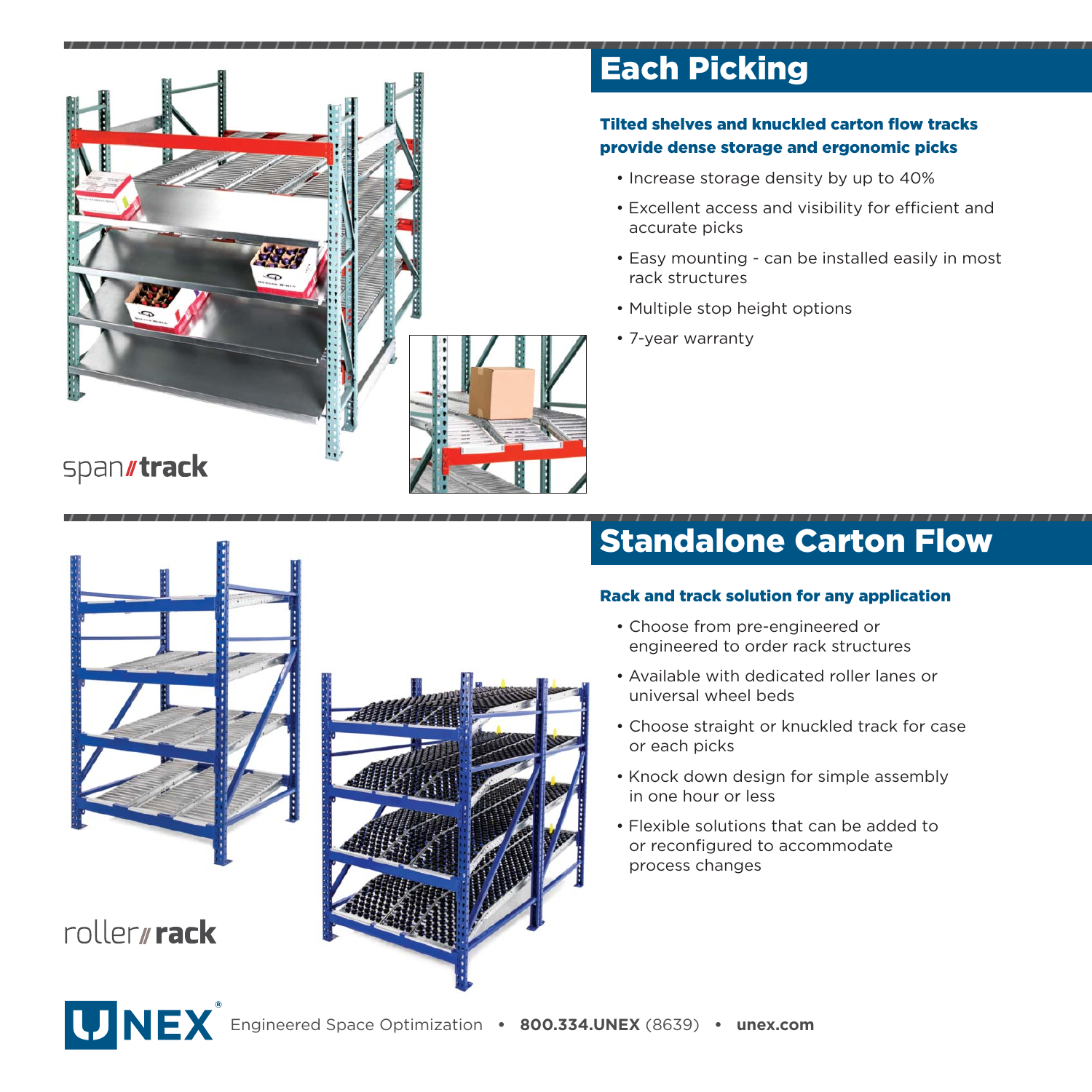## Each Picking

**Tilted shelves and knuckled carton flow tracks provide dense storage and ergonomic picks**

- Increase storage density by up to 40%
- Excellent access and visibility for efficient and accurate picks
- Easy mounting - can be installed easily in most rack structures
- Multiple stop height options
- 7-year warranty

span//track

## Standalone Carton Flow

**Rack and track solution for any application**

- Choose from pre-engineered or engineered to order rack structures
- Available with dedicated roller lanes or universal wheel beds
- Choose straight or knuckled track for case or each picks
- Knock down design for simple assembly in one hour or less
- Flexible solutions that can be added to or reconfigured to accommodate process changes

roller//rack

UNEX® Engineered Space Optimization • **800.334.UNEX** (8639) • **unex.com**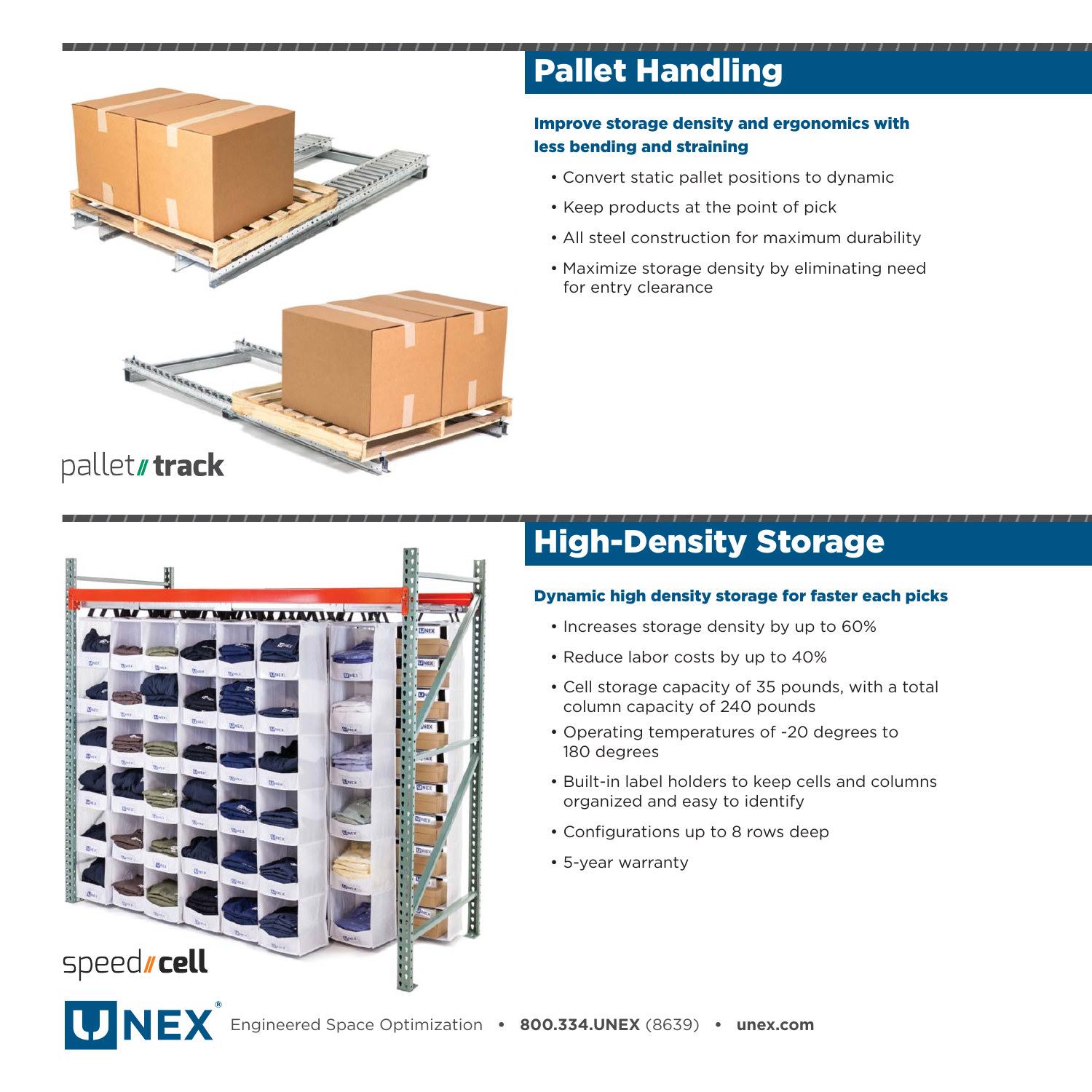## Pallet Handling

**Improve storage density and ergonomics with less bending and straining**

- Convert static pallet positions to dynamic
- Keep products at the point of pick
- All steel construction for maximum durability
- Maximize storage density by eliminating need for entry clearance

pallet**//track**

## High-Density Storage

**Dynamic high density storage for faster each picks**

- Increases storage density by up to 60%
- Reduce labor costs by up to 40%
- Cell storage capacity of 35 pounds, with a total column capacity of 240 pounds
- Operating temperatures of -20 degrees to 180 degrees
- Built-in label holders to keep cells and columns organized and easy to identify
- Configurations up to 8 rows deep
- 5-year warranty

speed**//cell**

UNEX® Engineered Space Optimization • **800.334.UNEX** (8639) • **unex.com**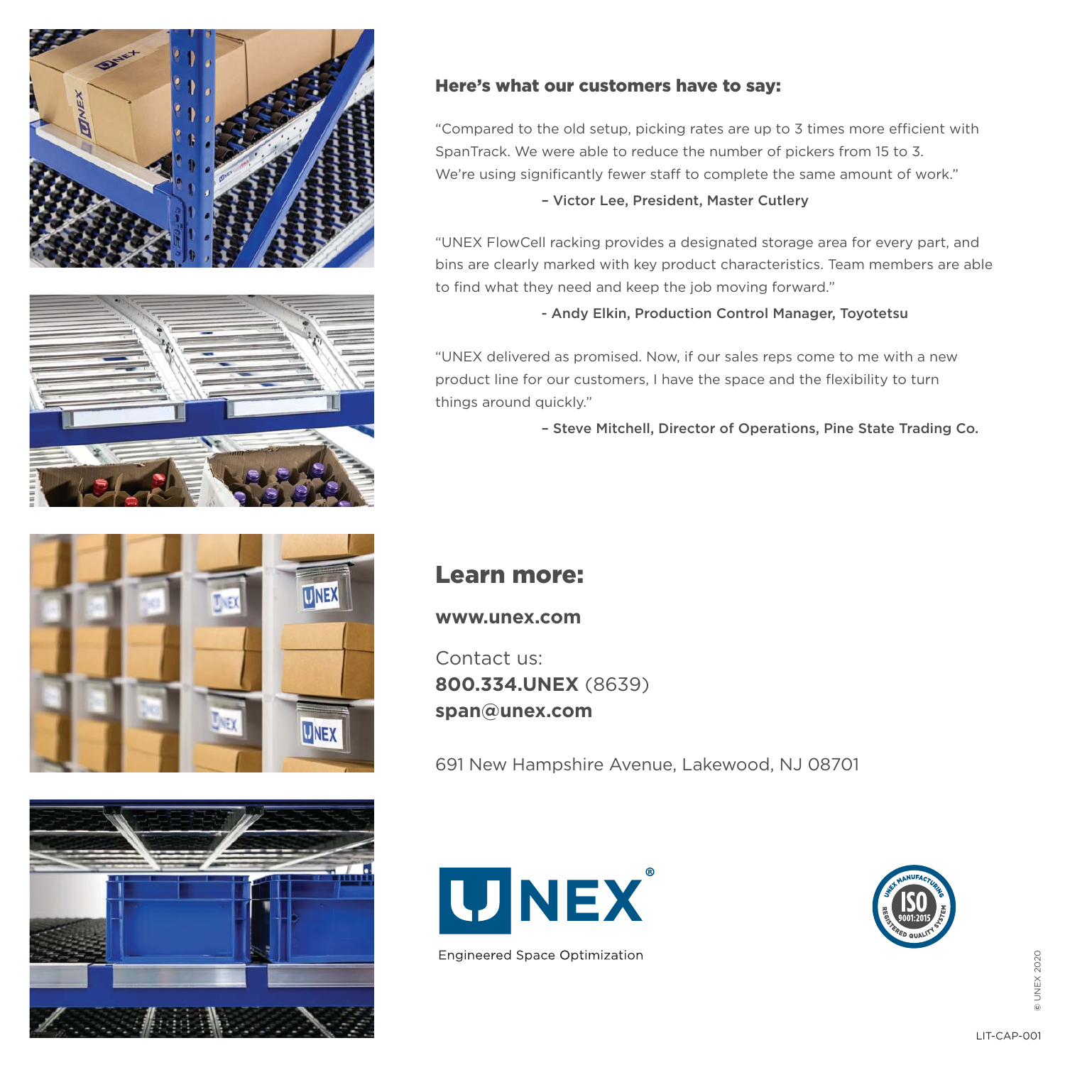### Here's what our customers have to say:

"Compared to the old setup, picking rates are up to 3 times more efficient with SpanTrack. We were able to reduce the number of pickers from 15 to 3. We're using significantly fewer staff to complete the same amount of work."

– Victor Lee, President, Master Cutlery

"UNEX FlowCell racking provides a designated storage area for every part, and bins are clearly marked with key product characteristics. Team members are able to find what they need and keep the job moving forward."

- Andy Elkin, Production Control Manager, Toyotetsu

"UNEX delivered as promised. Now, if our sales reps come to me with a new product line for our customers, I have the space and the flexibility to turn things around quickly."

– Steve Mitchell, Director of Operations, Pine State Trading Co.

## Learn more:

**www.unex.com**

Contact us:
**800.334.UNEX** (8639)
**span@unex.com**

691 New Hampshire Avenue, Lakewood, NJ 08701

UNEX®

Engineered Space Optimization

UNEX MANUFACTURING ISO 9001:2015 REGISTERED QUALITY SYSTEM

© UNEX 2020

LIT-CAP-001